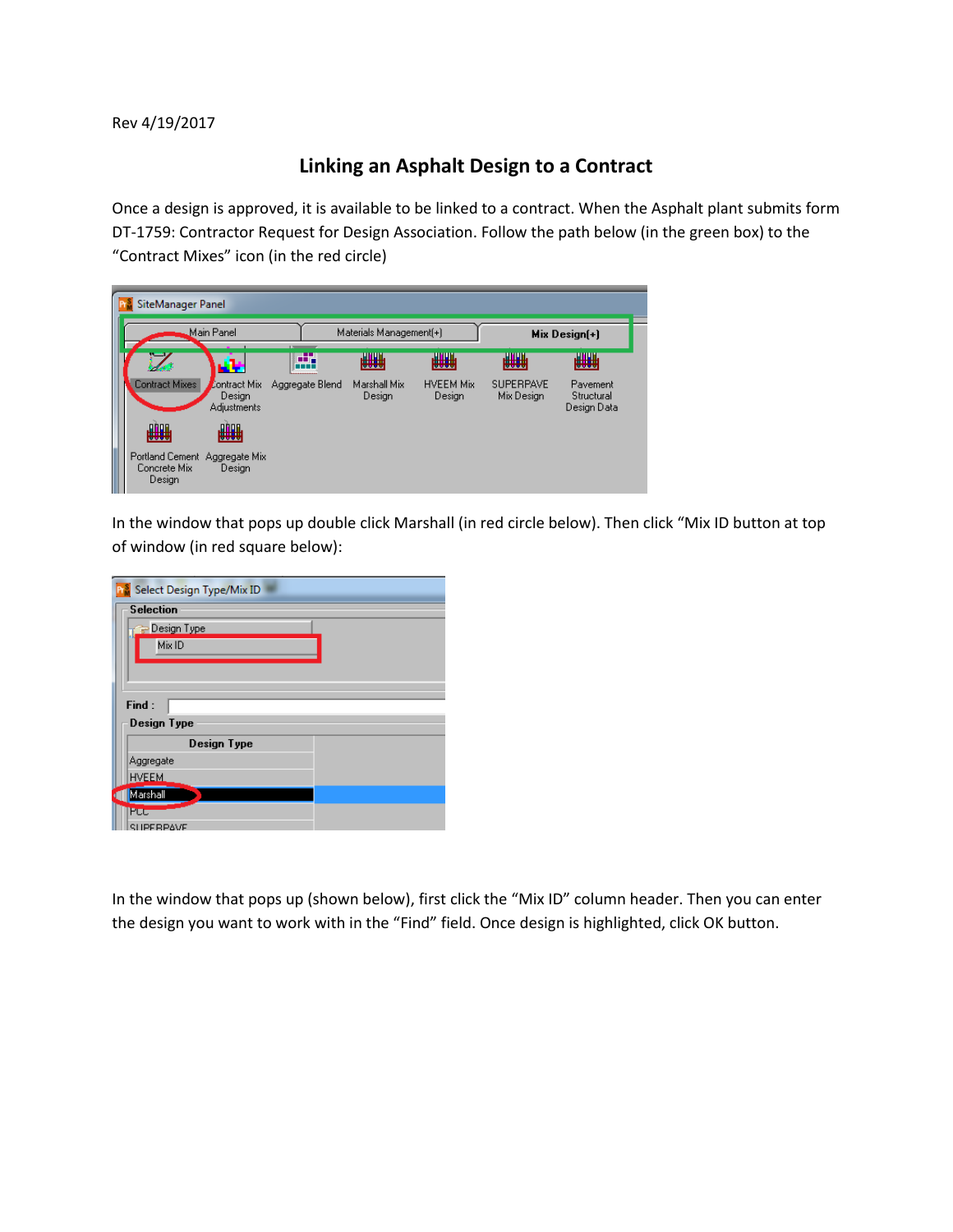Rev 4/19/2017

# Linking an Asphalt Design to a Contract

Once a design is approved, it is available to be linked to a contract. When the Asphalt plant submits form DT-1759: Contractor Request for Design Association. Follow the path below (in the green box) to the "Contract Mixes" icon (in the red circle)

In the window that pops up double click Marshall (in red circle below). Then click "Mix ID button at top of window (in red square below):

In the window that pops up (shown below), first click the "Mix ID" column header. Then you can enter the design you want to work with in the "Find" field. Once design is highlighted, click OK button.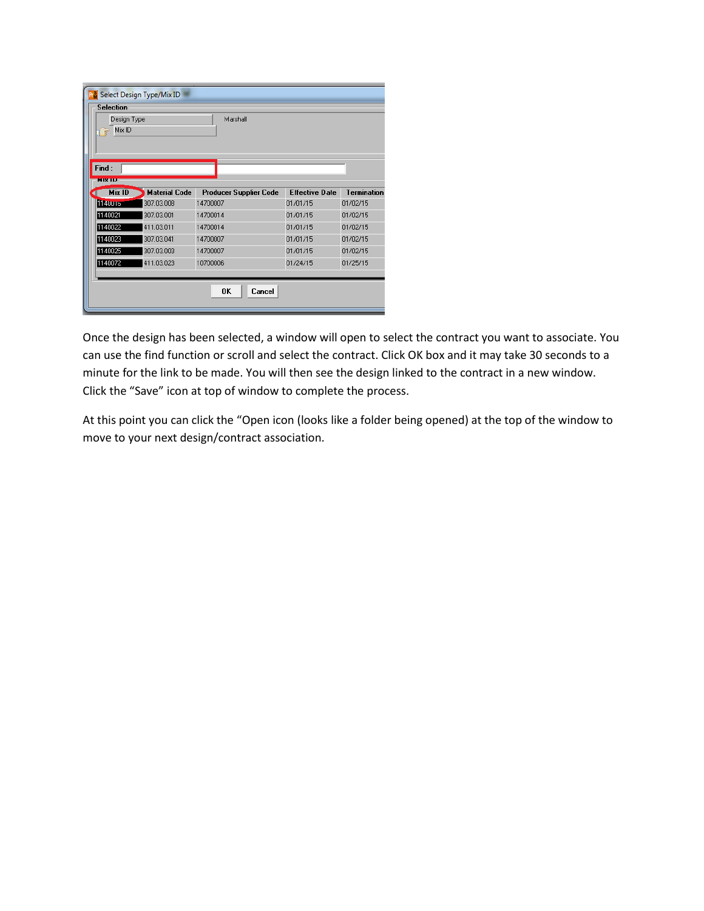Once the design has been selected, a window will open to select the contract you want to associate. You can use the find function or scroll and select the contract. Click OK box and it may take 30 seconds to a minute for the link to be made. You will then see the design linked to the contract in a new window. Click the "Save" icon at top of window to complete the process.

At this point you can click the "Open icon (looks like a folder being opened) at the top of the window to move to your next design/contract association.